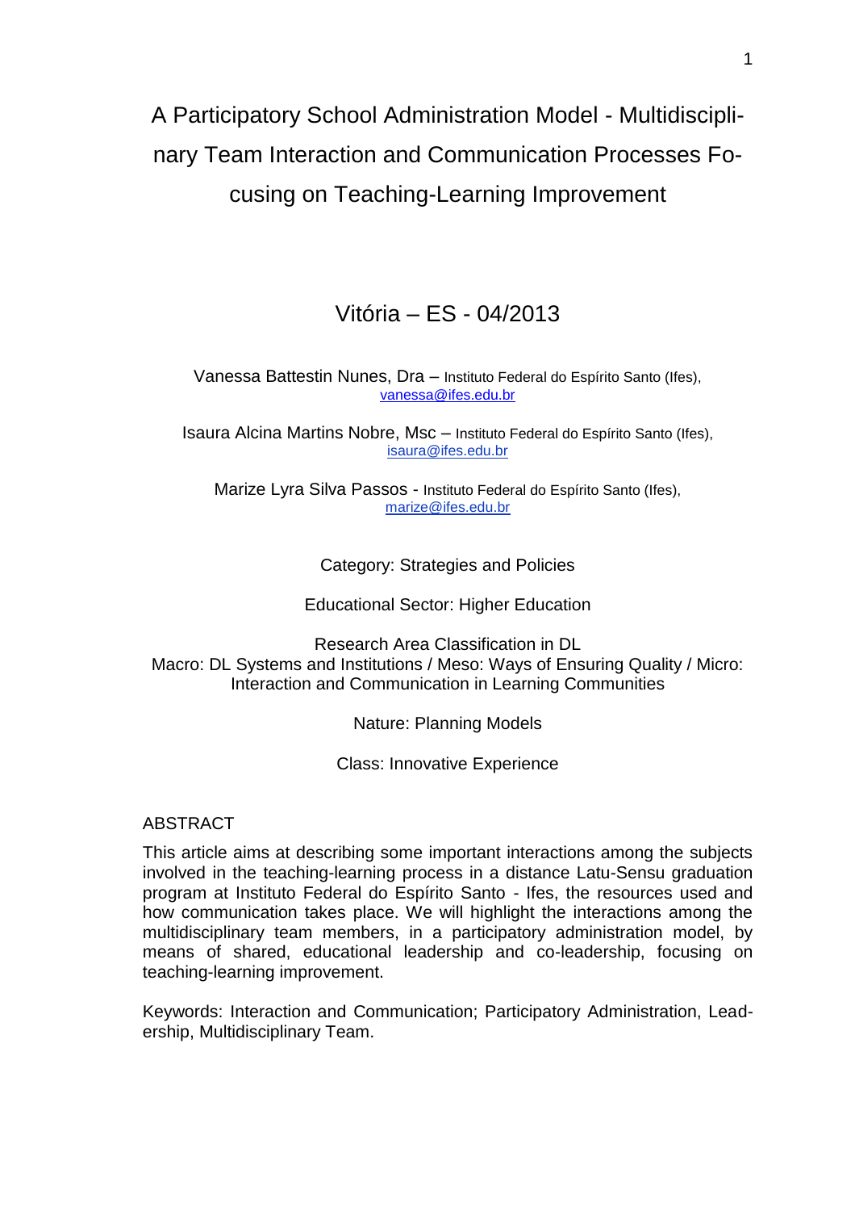# A Participatory School Administration Model - Multidisciplinary Team Interaction and Communication Processes Focusing on Teaching-Learning Improvement

Vitória – ES - 04/2013

Vanessa Battestin Nunes, Dra – Instituto Federal do Espírito Santo (Ifes), vanessa@ifes.edu.br

Isaura Alcina Martins Nobre, Msc – Instituto Federal do Espírito Santo (Ifes), isaura@ifes.edu.br

Marize Lyra Silva Passos - Instituto Federal do Espírito Santo (Ifes), marize@ifes.edu.br

Category: Strategies and Policies

Educational Sector: Higher Education

Research Area Classification in DL
Macro: DL Systems and Institutions / Meso: Ways of Ensuring Quality / Micro: Interaction and Communication in Learning Communities

Nature: Planning Models

Class: Innovative Experience

## ABSTRACT

This article aims at describing some important interactions among the subjects involved in the teaching-learning process in a distance Latu-Sensu graduation program at Instituto Federal do Espírito Santo - Ifes, the resources used and how communication takes place. We will highlight the interactions among the multidisciplinary team members, in a participatory administration model, by means of shared, educational leadership and co-leadership, focusing on teaching-learning improvement.

Keywords: Interaction and Communication; Participatory Administration, Leadership, Multidisciplinary Team.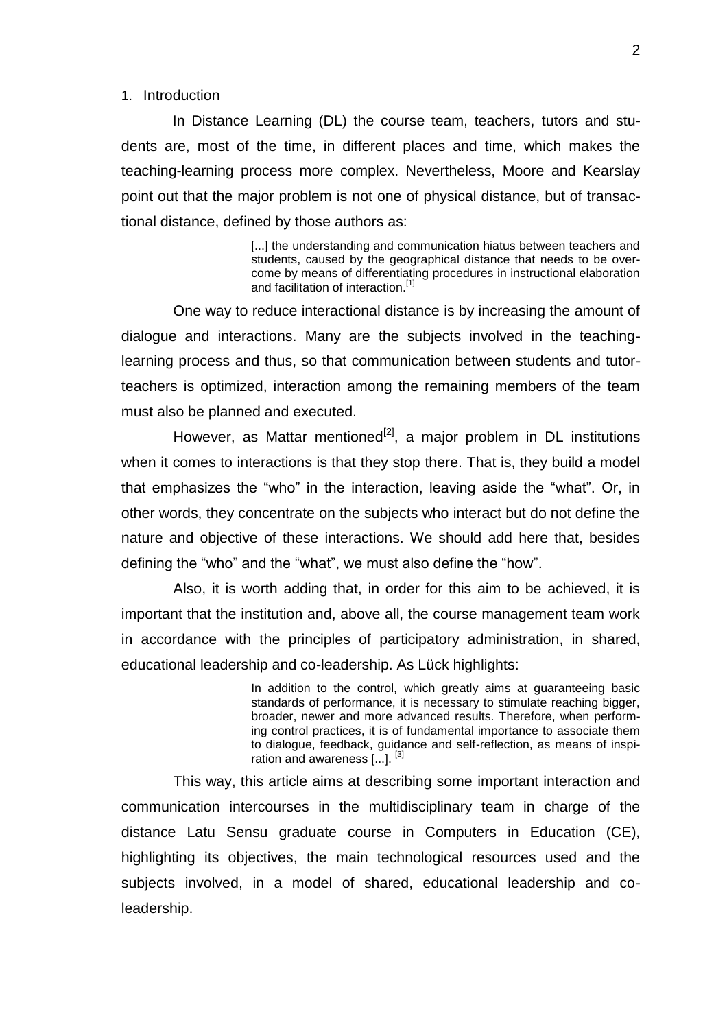## 1. Introduction

In Distance Learning (DL) the course team, teachers, tutors and students are, most of the time, in different places and time, which makes the teaching-learning process more complex. Nevertheless, Moore and Kearslay point out that the major problem is not one of physical distance, but of transactional distance, defined by those authors as:

> [...] the understanding and communication hiatus between teachers and students, caused by the geographical distance that needs to be overcome by means of differentiating procedures in instructional elaboration and facilitation of interaction.[1]

One way to reduce interactional distance is by increasing the amount of dialogue and interactions. Many are the subjects involved in the teaching-learning process and thus, so that communication between students and tutor-teachers is optimized, interaction among the remaining members of the team must also be planned and executed.

However, as Mattar mentioned[2], a major problem in DL institutions when it comes to interactions is that they stop there. That is, they build a model that emphasizes the "who" in the interaction, leaving aside the "what". Or, in other words, they concentrate on the subjects who interact but do not define the nature and objective of these interactions. We should add here that, besides defining the "who" and the "what", we must also define the "how".

Also, it is worth adding that, in order for this aim to be achieved, it is important that the institution and, above all, the course management team work in accordance with the principles of participatory administration, in shared, educational leadership and co-leadership. As Lück highlights:

> In addition to the control, which greatly aims at guaranteeing basic standards of performance, it is necessary to stimulate reaching bigger, broader, newer and more advanced results. Therefore, when performing control practices, it is of fundamental importance to associate them to dialogue, feedback, guidance and self-reflection, as means of inspiration and awareness [...]. [3]

This way, this article aims at describing some important interaction and communication intercourses in the multidisciplinary team in charge of the distance Latu Sensu graduate course in Computers in Education (CE), highlighting its objectives, the main technological resources used and the subjects involved, in a model of shared, educational leadership and co-leadership.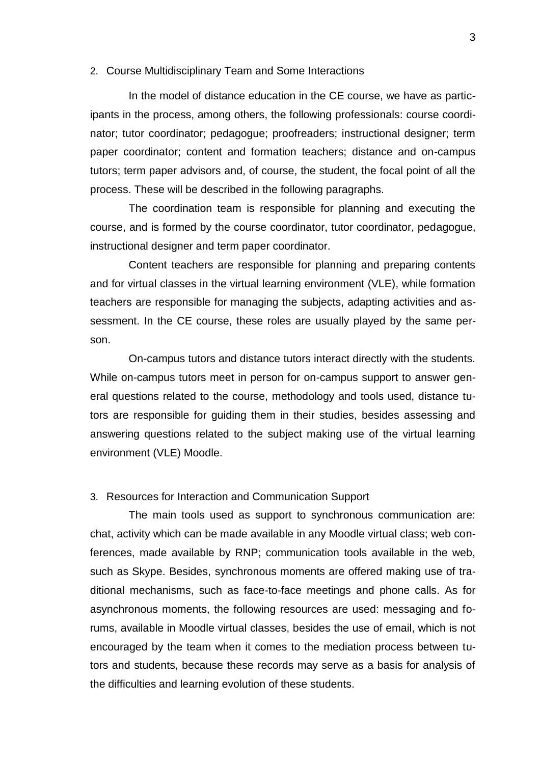## 2. Course Multidisciplinary Team and Some Interactions

In the model of distance education in the CE course, we have as participants in the process, among others, the following professionals: course coordinator; tutor coordinator; pedagogue; proofreaders; instructional designer; term paper coordinator; content and formation teachers; distance and on-campus tutors; term paper advisors and, of course, the student, the focal point of all the process. These will be described in the following paragraphs.

The coordination team is responsible for planning and executing the course, and is formed by the course coordinator, tutor coordinator, pedagogue, instructional designer and term paper coordinator.

Content teachers are responsible for planning and preparing contents and for virtual classes in the virtual learning environment (VLE), while formation teachers are responsible for managing the subjects, adapting activities and assessment. In the CE course, these roles are usually played by the same person.

On-campus tutors and distance tutors interact directly with the students. While on-campus tutors meet in person for on-campus support to answer general questions related to the course, methodology and tools used, distance tutors are responsible for guiding them in their studies, besides assessing and answering questions related to the subject making use of the virtual learning environment (VLE) Moodle.

## 3. Resources for Interaction and Communication Support

The main tools used as support to synchronous communication are: chat, activity which can be made available in any Moodle virtual class; web conferences, made available by RNP; communication tools available in the web, such as Skype. Besides, synchronous moments are offered making use of traditional mechanisms, such as face-to-face meetings and phone calls. As for asynchronous moments, the following resources are used: messaging and forums, available in Moodle virtual classes, besides the use of email, which is not encouraged by the team when it comes to the mediation process between tutors and students, because these records may serve as a basis for analysis of the difficulties and learning evolution of these students.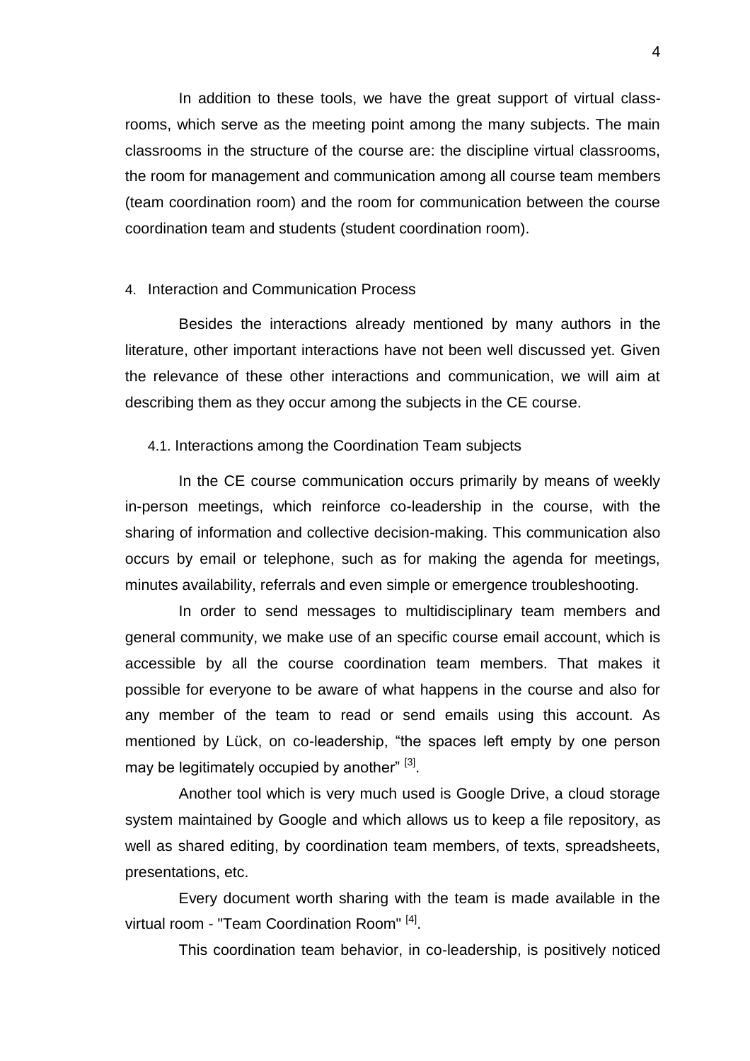In addition to these tools, we have the great support of virtual class-rooms, which serve as the meeting point among the many subjects. The main classrooms in the structure of the course are: the discipline virtual classrooms, the room for management and communication among all course team members (team coordination room) and the room for communication between the course coordination team and students (student coordination room).

## 4. Interaction and Communication Process

Besides the interactions already mentioned by many authors in the literature, other important interactions have not been well discussed yet. Given the relevance of these other interactions and communication, we will aim at describing them as they occur among the subjects in the CE course.

### 4.1. Interactions among the Coordination Team subjects

In the CE course communication occurs primarily by means of weekly in-person meetings, which reinforce co-leadership in the course, with the sharing of information and collective decision-making. This communication also occurs by email or telephone, such as for making the agenda for meetings, minutes availability, referrals and even simple or emergence troubleshooting.

In order to send messages to multidisciplinary team members and general community, we make use of an specific course email account, which is accessible by all the course coordination team members. That makes it possible for everyone to be aware of what happens in the course and also for any member of the team to read or send emails using this account. As mentioned by Lück, on co-leadership, "the spaces left empty by one person may be legitimately occupied by another" [3].

Another tool which is very much used is Google Drive, a cloud storage system maintained by Google and which allows us to keep a file repository, as well as shared editing, by coordination team members, of texts, spreadsheets, presentations, etc.

Every document worth sharing with the team is made available in the virtual room - "Team Coordination Room" [4].

This coordination team behavior, in co-leadership, is positively noticed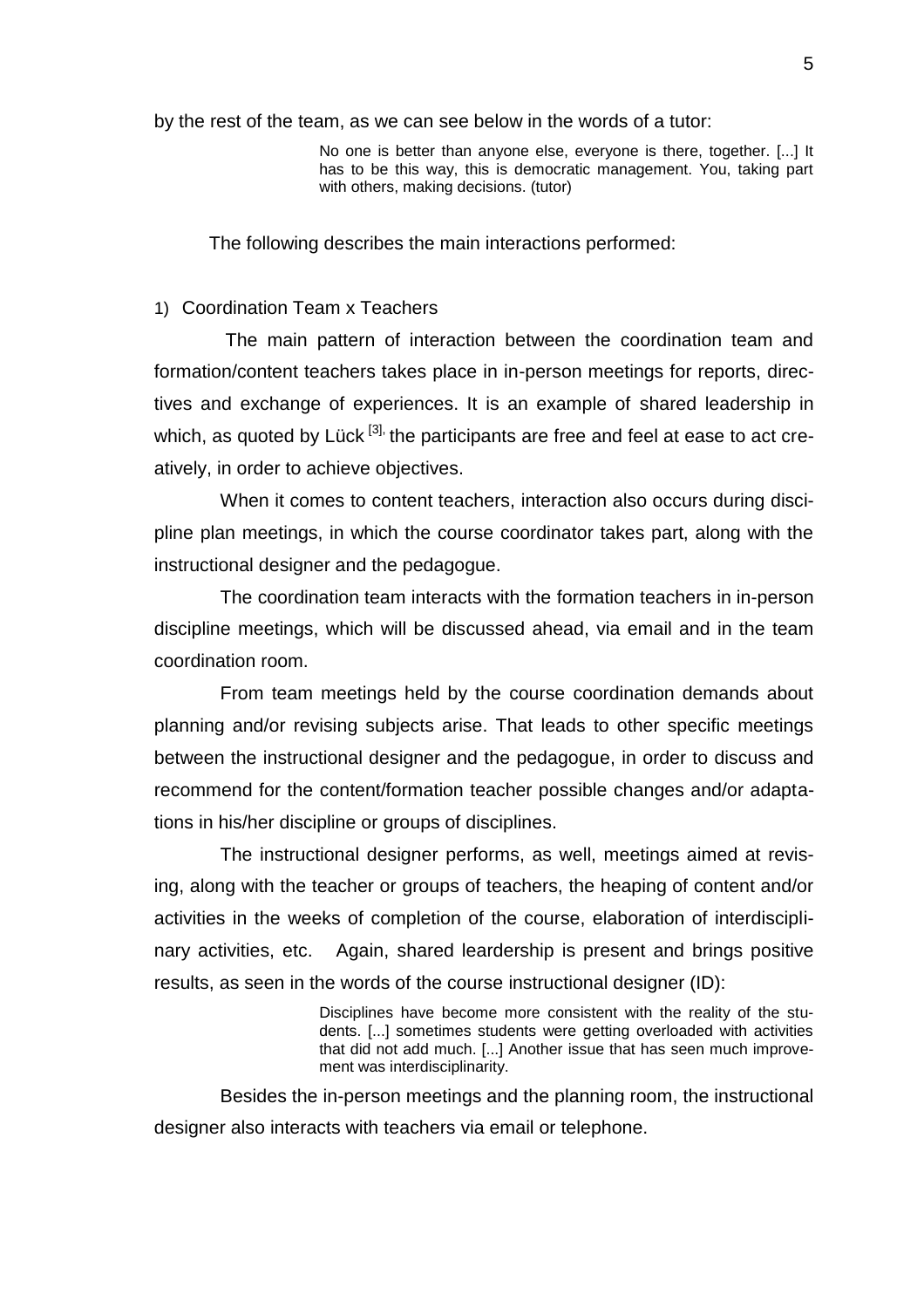by the rest of the team, as we can see below in the words of a tutor:

> No one is better than anyone else, everyone is there, together. [...] It has to be this way, this is democratic management. You, taking part with others, making decisions. (tutor)

The following describes the main interactions performed:

1) Coordination Team x Teachers

The main pattern of interaction between the coordination team and formation/content teachers takes place in in-person meetings for reports, directives and exchange of experiences. It is an example of shared leadership in which, as quoted by Lück [3], the participants are free and feel at ease to act creatively, in order to achieve objectives.

When it comes to content teachers, interaction also occurs during discipline plan meetings, in which the course coordinator takes part, along with the instructional designer and the pedagogue.

The coordination team interacts with the formation teachers in in-person discipline meetings, which will be discussed ahead, via email and in the team coordination room.

From team meetings held by the course coordination demands about planning and/or revising subjects arise. That leads to other specific meetings between the instructional designer and the pedagogue, in order to discuss and recommend for the content/formation teacher possible changes and/or adaptations in his/her discipline or groups of disciplines.

The instructional designer performs, as well, meetings aimed at revising, along with the teacher or groups of teachers, the heaping of content and/or activities in the weeks of completion of the course, elaboration of interdisciplinary activities, etc. Again, shared leardership is present and brings positive results, as seen in the words of the course instructional designer (ID):

> Disciplines have become more consistent with the reality of the students. [...] sometimes students were getting overloaded with activities that did not add much. [...] Another issue that has seen much improvement was interdisciplinarity.

Besides the in-person meetings and the planning room, the instructional designer also interacts with teachers via email or telephone.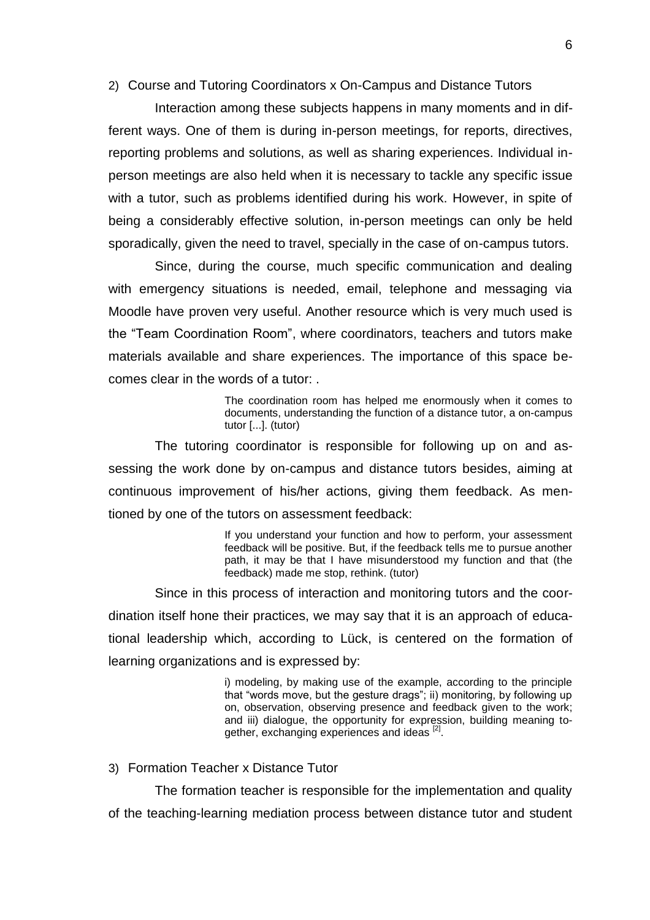2) Course and Tutoring Coordinators x On-Campus and Distance Tutors

Interaction among these subjects happens in many moments and in different ways. One of them is during in-person meetings, for reports, directives, reporting problems and solutions, as well as sharing experiences. Individual in-person meetings are also held when it is necessary to tackle any specific issue with a tutor, such as problems identified during his work. However, in spite of being a considerably effective solution, in-person meetings can only be held sporadically, given the need to travel, specially in the case of on-campus tutors.

Since, during the course, much specific communication and dealing with emergency situations is needed, email, telephone and messaging via Moodle have proven very useful. Another resource which is very much used is the "Team Coordination Room", where coordinators, teachers and tutors make materials available and share experiences. The importance of this space becomes clear in the words of a tutor: .

> The coordination room has helped me enormously when it comes to documents, understanding the function of a distance tutor, a on-campus tutor [...]. (tutor)

The tutoring coordinator is responsible for following up on and assessing the work done by on-campus and distance tutors besides, aiming at continuous improvement of his/her actions, giving them feedback. As mentioned by one of the tutors on assessment feedback:

> If you understand your function and how to perform, your assessment feedback will be positive. But, if the feedback tells me to pursue another path, it may be that I have misunderstood my function and that (the feedback) made me stop, rethink. (tutor)

Since in this process of interaction and monitoring tutors and the coordination itself hone their practices, we may say that it is an approach of educational leadership which, according to Lück, is centered on the formation of learning organizations and is expressed by:

> i) modeling, by making use of the example, according to the principle that "words move, but the gesture drags"; ii) monitoring, by following up on, observation, observing presence and feedback given to the work; and iii) dialogue, the opportunity for expression, building meaning together, exchanging experiences and ideas [2].

3) Formation Teacher x Distance Tutor

The formation teacher is responsible for the implementation and quality of the teaching-learning mediation process between distance tutor and student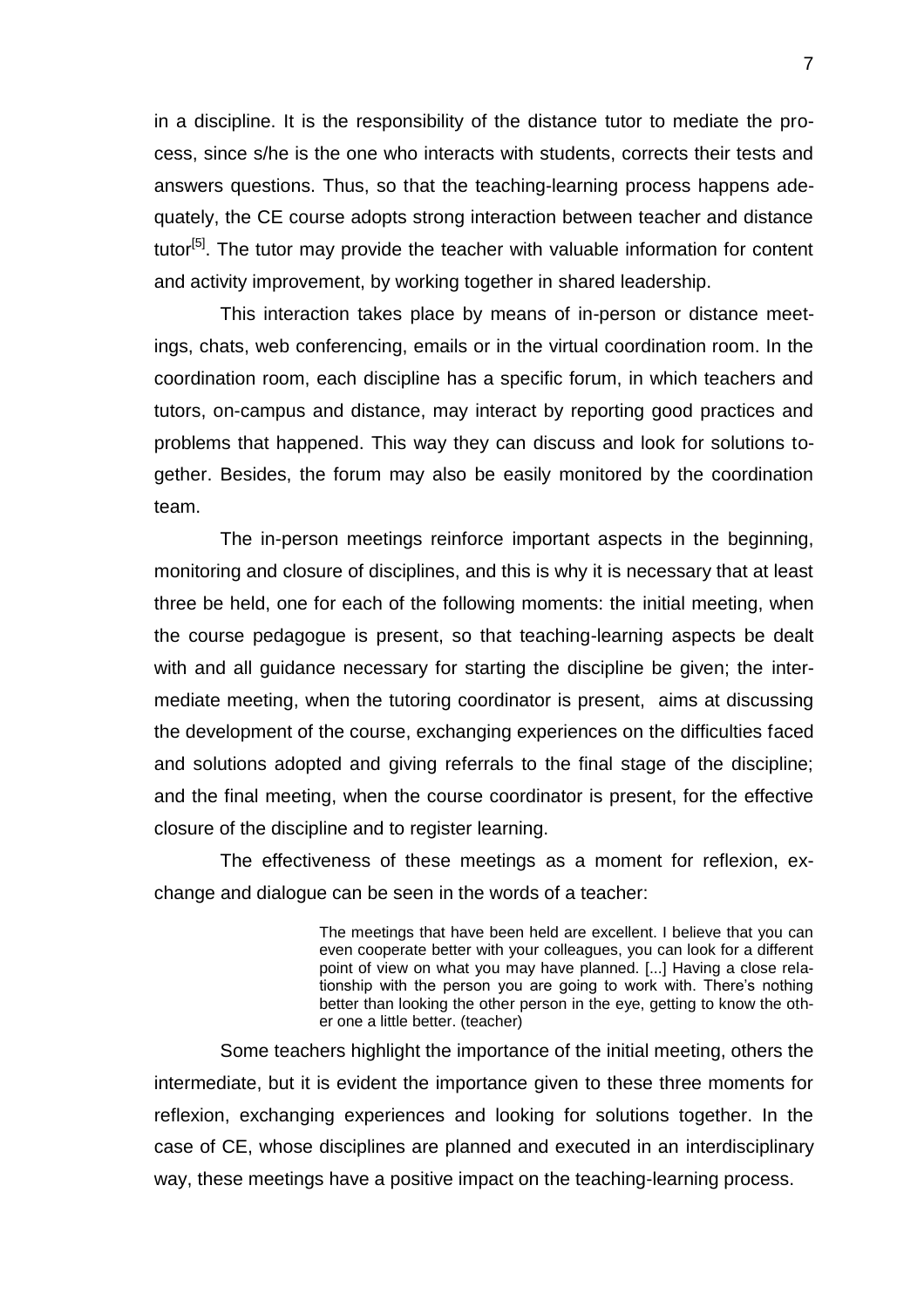in a discipline. It is the responsibility of the distance tutor to mediate the process, since s/he is the one who interacts with students, corrects their tests and answers questions. Thus, so that the teaching-learning process happens adequately, the CE course adopts strong interaction between teacher and distance tutor[5]. The tutor may provide the teacher with valuable information for content and activity improvement, by working together in shared leadership.

This interaction takes place by means of in-person or distance meetings, chats, web conferencing, emails or in the virtual coordination room. In the coordination room, each discipline has a specific forum, in which teachers and tutors, on-campus and distance, may interact by reporting good practices and problems that happened. This way they can discuss and look for solutions together. Besides, the forum may also be easily monitored by the coordination team.

The in-person meetings reinforce important aspects in the beginning, monitoring and closure of disciplines, and this is why it is necessary that at least three be held, one for each of the following moments: the initial meeting, when the course pedagogue is present, so that teaching-learning aspects be dealt with and all guidance necessary for starting the discipline be given; the intermediate meeting, when the tutoring coordinator is present, aims at discussing the development of the course, exchanging experiences on the difficulties faced and solutions adopted and giving referrals to the final stage of the discipline; and the final meeting, when the course coordinator is present, for the effective closure of the discipline and to register learning.

The effectiveness of these meetings as a moment for reflexion, exchange and dialogue can be seen in the words of a teacher:

> The meetings that have been held are excellent. I believe that you can even cooperate better with your colleagues, you can look for a different point of view on what you may have planned. [...] Having a close relationship with the person you are going to work with. There's nothing better than looking the other person in the eye, getting to know the other one a little better. (teacher)

Some teachers highlight the importance of the initial meeting, others the intermediate, but it is evident the importance given to these three moments for reflexion, exchanging experiences and looking for solutions together. In the case of CE, whose disciplines are planned and executed in an interdisciplinary way, these meetings have a positive impact on the teaching-learning process.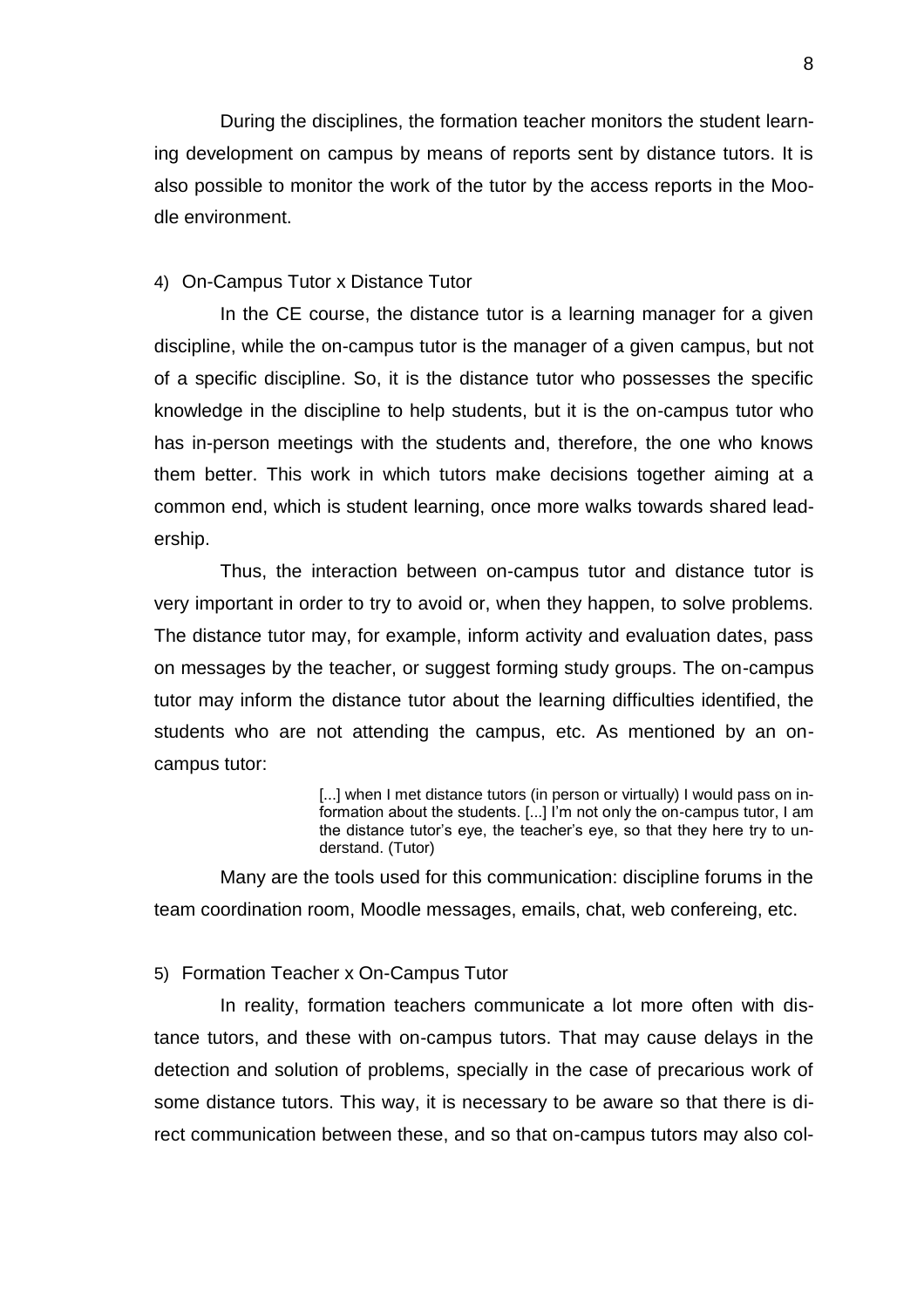During the disciplines, the formation teacher monitors the student learning development on campus by means of reports sent by distance tutors. It is also possible to monitor the work of the tutor by the access reports in the Moodle environment.

4) On-Campus Tutor x Distance Tutor

In the CE course, the distance tutor is a learning manager for a given discipline, while the on-campus tutor is the manager of a given campus, but not of a specific discipline. So, it is the distance tutor who possesses the specific knowledge in the discipline to help students, but it is the on-campus tutor who has in-person meetings with the students and, therefore, the one who knows them better. This work in which tutors make decisions together aiming at a common end, which is student learning, once more walks towards shared leadership.

Thus, the interaction between on-campus tutor and distance tutor is very important in order to try to avoid or, when they happen, to solve problems. The distance tutor may, for example, inform activity and evaluation dates, pass on messages by the teacher, or suggest forming study groups. The on-campus tutor may inform the distance tutor about the learning difficulties identified, the students who are not attending the campus, etc. As mentioned by an on-campus tutor:

> [...] when I met distance tutors (in person or virtually) I would pass on information about the students. [...] I'm not only the on-campus tutor, I am the distance tutor's eye, the teacher's eye, so that they here try to understand. (Tutor)

Many are the tools used for this communication: discipline forums in the team coordination room, Moodle messages, emails, chat, web confereing, etc.

5) Formation Teacher x On-Campus Tutor

In reality, formation teachers communicate a lot more often with distance tutors, and these with on-campus tutors. That may cause delays in the detection and solution of problems, specially in the case of precarious work of some distance tutors. This way, it is necessary to be aware so that there is direct communication between these, and so that on-campus tutors may also col-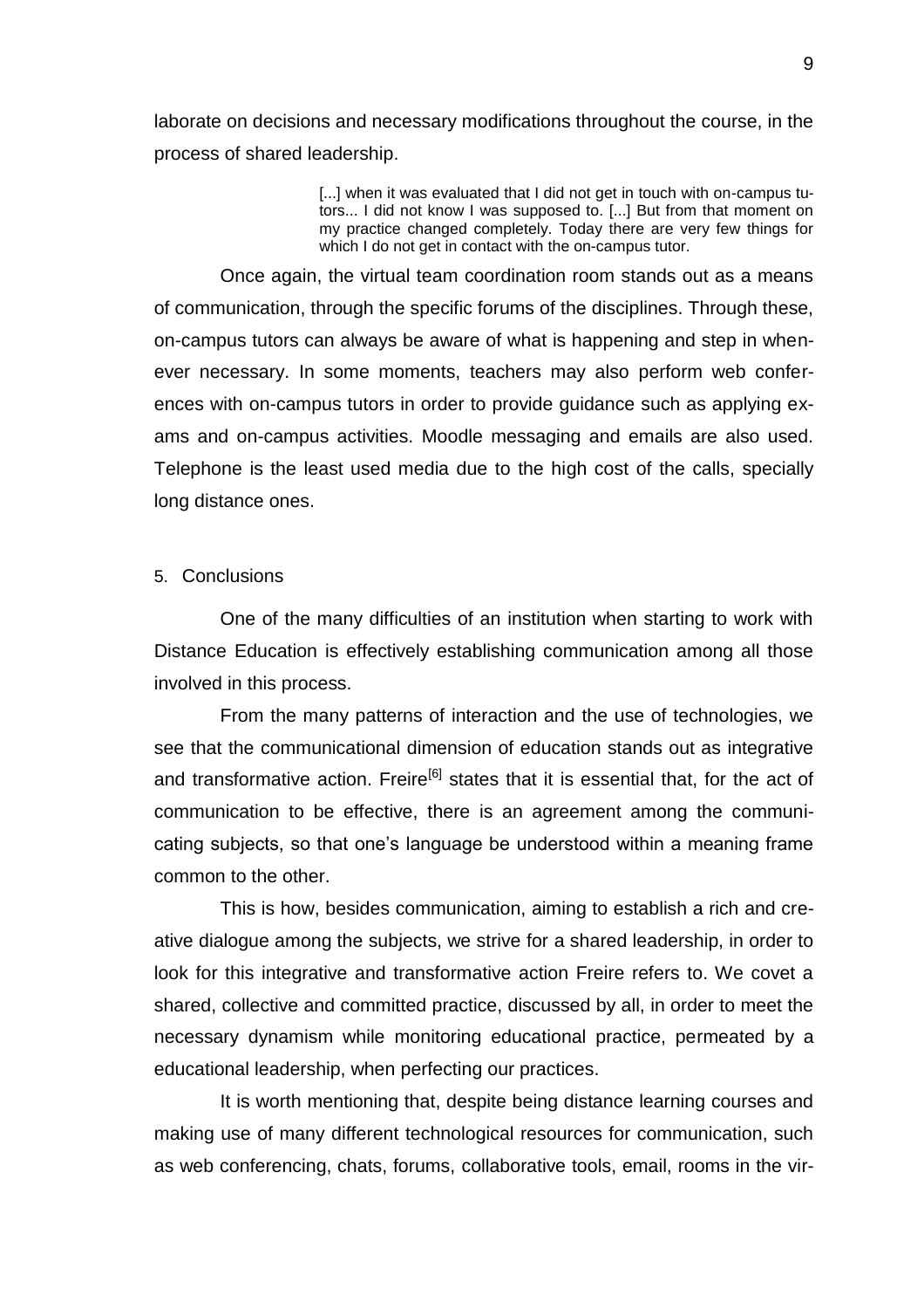laborate on decisions and necessary modifications throughout the course, in the process of shared leadership.

> [...] when it was evaluated that I did not get in touch with on-campus tutors... I did not know I was supposed to. [...] But from that moment on my practice changed completely. Today there are very few things for which I do not get in contact with the on-campus tutor.

Once again, the virtual team coordination room stands out as a means of communication, through the specific forums of the disciplines. Through these, on-campus tutors can always be aware of what is happening and step in whenever necessary. In some moments, teachers may also perform web conferences with on-campus tutors in order to provide guidance such as applying exams and on-campus activities. Moodle messaging and emails are also used. Telephone is the least used media due to the high cost of the calls, specially long distance ones.

## 5. Conclusions

One of the many difficulties of an institution when starting to work with Distance Education is effectively establishing communication among all those involved in this process.

From the many patterns of interaction and the use of technologies, we see that the communicational dimension of education stands out as integrative and transformative action. Freire[6] states that it is essential that, for the act of communication to be effective, there is an agreement among the communicating subjects, so that one's language be understood within a meaning frame common to the other.

This is how, besides communication, aiming to establish a rich and creative dialogue among the subjects, we strive for a shared leadership, in order to look for this integrative and transformative action Freire refers to. We covet a shared, collective and committed practice, discussed by all, in order to meet the necessary dynamism while monitoring educational practice, permeated by a educational leadership, when perfecting our practices.

It is worth mentioning that, despite being distance learning courses and making use of many different technological resources for communication, such as web conferencing, chats, forums, collaborative tools, email, rooms in the vir-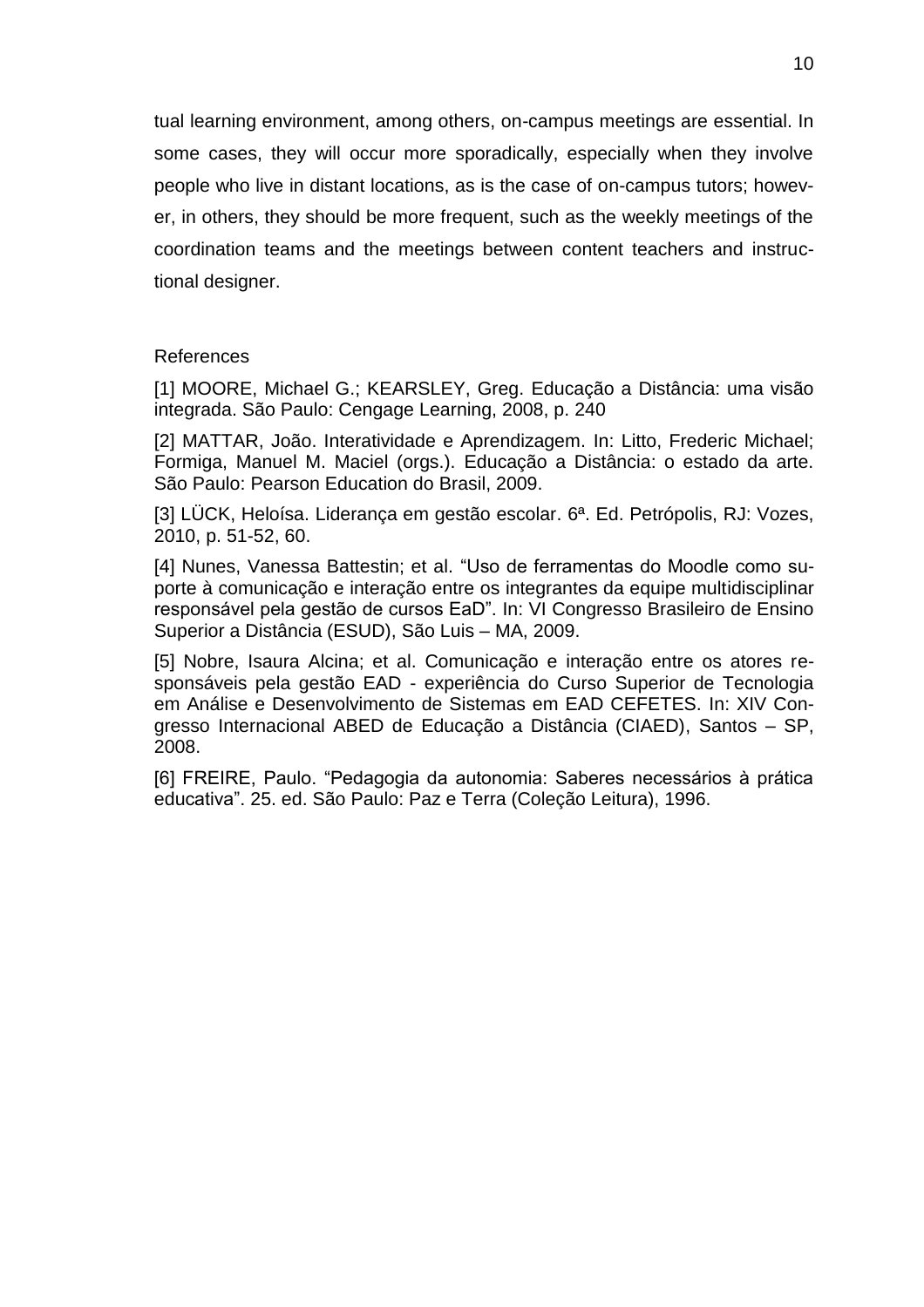tual learning environment, among others, on-campus meetings are essential. In some cases, they will occur more sporadically, especially when they involve people who live in distant locations, as is the case of on-campus tutors; however, in others, they should be more frequent, such as the weekly meetings of the coordination teams and the meetings between content teachers and instructional designer.

References

[1] MOORE, Michael G.; KEARSLEY, Greg. Educação a Distância: uma visão integrada. São Paulo: Cengage Learning, 2008, p. 240

[2] MATTAR, João. Interatividade e Aprendizagem. In: Litto, Frederic Michael; Formiga, Manuel M. Maciel (orgs.). Educação a Distância: o estado da arte. São Paulo: Pearson Education do Brasil, 2009.

[3] LÜCK, Heloísa. Liderança em gestão escolar. 6ª. Ed. Petrópolis, RJ: Vozes, 2010, p. 51-52, 60.

[4] Nunes, Vanessa Battestin; et al. “Uso de ferramentas do Moodle como suporte à comunicação e interação entre os integrantes da equipe multidisciplinar responsável pela gestão de cursos EaD”. In: VI Congresso Brasileiro de Ensino Superior a Distância (ESUD), São Luis – MA, 2009.

[5] Nobre, Isaura Alcina; et al. Comunicação e interação entre os atores responsáveis pela gestão EAD - experiência do Curso Superior de Tecnologia em Análise e Desenvolvimento de Sistemas em EAD CEFETES. In: XIV Congresso Internacional ABED de Educação a Distância (CIAED), Santos – SP, 2008.

[6] FREIRE, Paulo. “Pedagogia da autonomia: Saberes necessários à prática educativa”. 25. ed. São Paulo: Paz e Terra (Coleção Leitura), 1996.